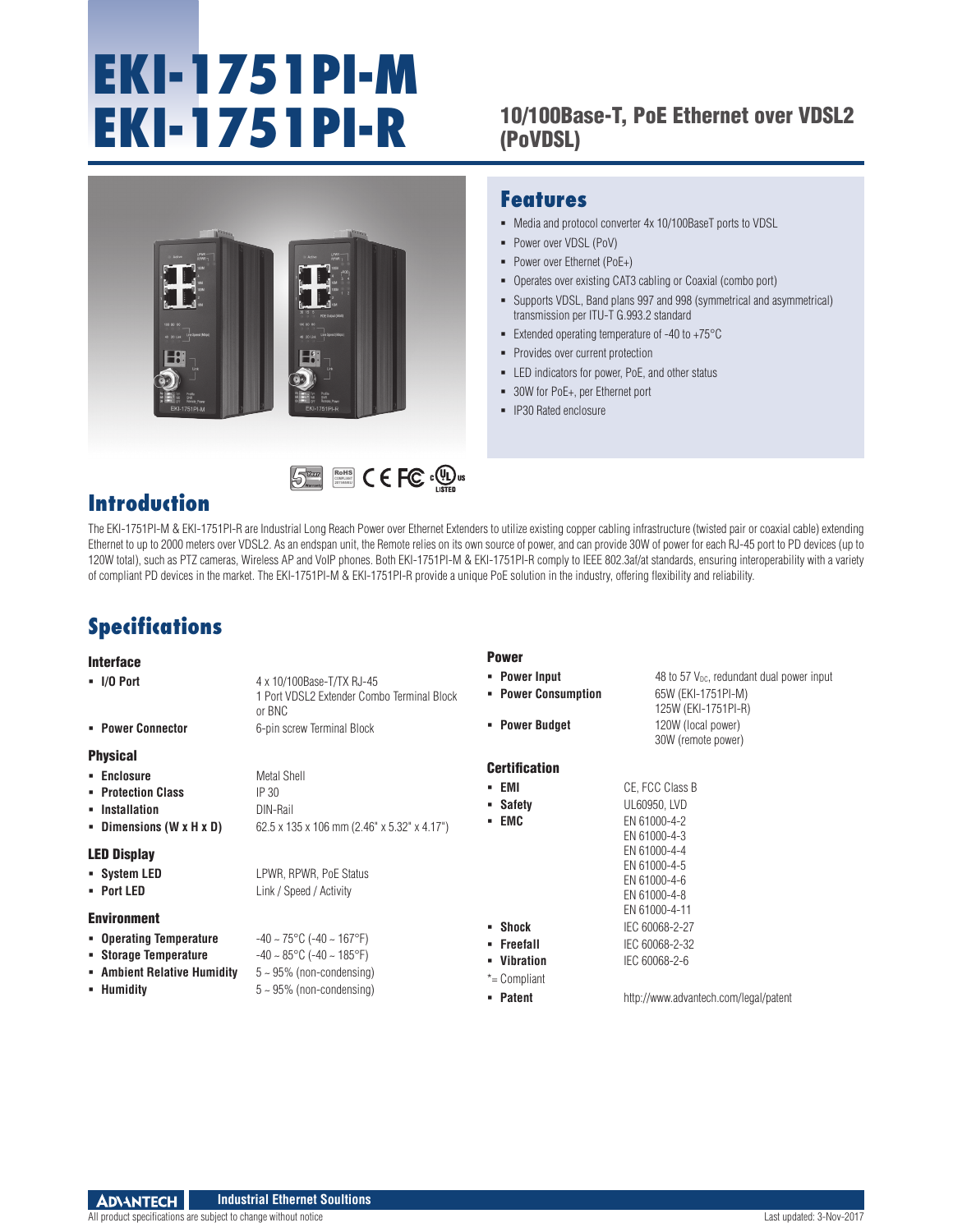# EKI-1751PI-M
# EKI-1751PI-R

## 10/100Base-T, PoE Ethernet over VDSL2 (PoVDSL)

## Features

- Media and protocol converter 4x 10/100BaseT ports to VDSL
- Power over VDSL (PoV)
- Power over Ethernet (PoE+)
- Operates over existing CAT3 cabling or Coaxial (combo port)
- Supports VDSL, Band plans 997 and 998 (symmetrical and asymmetrical) transmission per ITU-T G.993.2 standard
- Extended operating temperature of -40 to +75°C
- Provides over current protection
- LED indicators for power, PoE, and other status
- 30W for PoE+, per Ethernet port
- IP30 Rated enclosure

## Introduction

The EKI-1751PI-M & EKI-1751PI-R are Industrial Long Reach Power over Ethernet Extenders to utilize existing copper cabling infrastructure (twisted pair or coaxial cable) extending Ethernet to up to 2000 meters over VDSL2. As an endspan unit, the Remote relies on its own source of power, and can provide 30W of power for each RJ-45 port to PD devices (up to 120W total), such as PTZ cameras, Wireless AP and VoIP phones. Both EKI-1751PI-M & EKI-1751PI-R comply to IEEE 802.3af/at standards, ensuring interoperability with a variety of compliant PD devices in the market. The EKI-1751PI-M & EKI-1751PI-R provide a unique PoE solution in the industry, offering flexibility and reliability.

## Specifications

### Interface

- **I/O Port**: 4 x 10/100Base-T/TX RJ-45; 1 Port VDSL2 Extender Combo Terminal Block or BNC
- **Power Connector**: 6-pin screw Terminal Block

### Physical

- **Enclosure**: Metal Shell
- **Protection Class**: IP 30
- **Installation**: DIN-Rail
- **Dimensions (W x H x D)**: 62.5 x 135 x 106 mm (2.46" x 5.32" x 4.17")

### LED Display

- **System LED**: LPWR, RPWR, PoE Status
- **Port LED**: Link / Speed / Activity

### Environment

- **Operating Temperature**: -40 ~ 75°C (-40 ~ 167°F)
- **Storage Temperature**: -40 ~ 85°C (-40 ~ 185°F)
- **Ambient Relative Humidity**: 5 ~ 95% (non-condensing)
- **Humidity**: 5 ~ 95% (non-condensing)

### Power

- **Power Input**: 48 to 57 $V_{DC}$, redundant dual power input
- **Power Consumption**: 65W (EKI-1751PI-M); 125W (EKI-1751PI-R)
- **Power Budget**: 120W (local power); 30W (remote power)

### Certification

- **EMI**: CE, FCC Class B
- **Safety**: UL60950, LVD
- **EMC**: EN 61000-4-2, EN 61000-4-3, EN 61000-4-4, EN 61000-4-5, EN 61000-4-6, EN 61000-4-8, EN 61000-4-11
- **Shock**: IEC 60068-2-27
- **Freefall**: IEC 60068-2-32
- **Vibration**: IEC 60068-2-6

*= Compliant

- **Patent**: http://www.advantech.com/legal/patent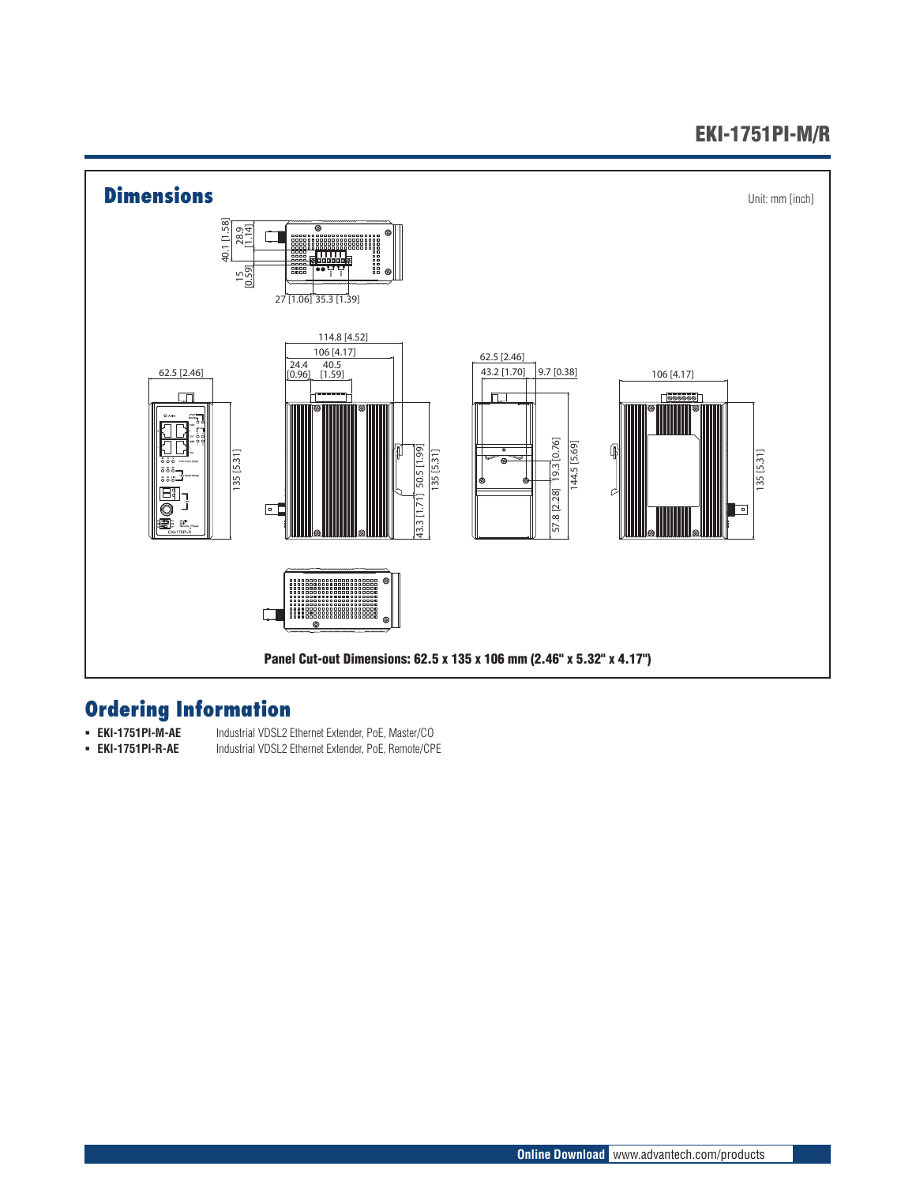## Dimensions

Unit: mm [inch]

40.1 [1.58]
28.9 [1.14]
15 [0.59]
27 [1.06]
35.3 [1.39]

114.8 [4.52]
106 [4.17]
24.4 [0.96]
40.5 [1.59]
62.5 [2.46]
135 [5.31]
50.5 [1.99]
43.3 [1.71]
135 [5.31]

62.5 [2.46]
43.2 [1.70]
9.7 [0.38]
19.3 [0.76]
57.8 [2.28]
144.5 [5.69]

106 [4.17]
135 [5.31]

**Panel Cut-out Dimensions: 62.5 x 135 x 106 mm (2.46" x 5.32" x 4.17")**

## Ordering Information

- **EKI-1751PI-M-AE** Industrial VDSL2 Ethernet Extender, PoE, Master/CO
- **EKI-1751PI-R-AE** Industrial VDSL2 Ethernet Extender, PoE, Remote/CPE